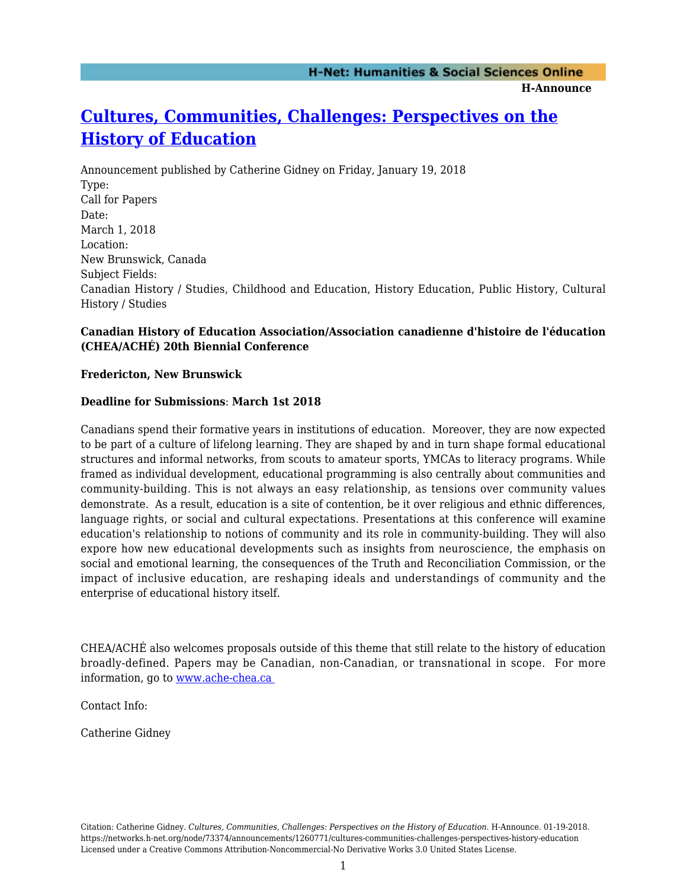# Cultures, Communities, Challenges: Perspectives on the History of Education

Announcement published by Catherine Gidney on Friday, January 19, 2018

Type:
Call for Papers

Date:
March 1, 2018

Location:
New Brunswick, Canada

Subject Fields:
Canadian History / Studies, Childhood and Education, History Education, Public History, Cultural History / Studies

**Canadian History of Education Association/Association canadienne d'histoire de l'éducation (CHEA/ACHÉ) 20th Biennial Conference**

**Fredericton, New Brunswick**

**Deadline for Submissions**: **March 1st 2018**

Canadians spend their formative years in institutions of education. Moreover, they are now expected to be part of a culture of lifelong learning. They are shaped by and in turn shape formal educational structures and informal networks, from scouts to amateur sports, YMCAs to literacy programs. While framed as individual development, educational programming is also centrally about communities and community-building. This is not always an easy relationship, as tensions over community values demonstrate. As a result, education is a site of contention, be it over religious and ethnic differences, language rights, or social and cultural expectations. Presentations at this conference will examine education's relationship to notions of community and its role in community-building. They will also expore how new educational developments such as insights from neuroscience, the emphasis on social and emotional learning, the consequences of the Truth and Reconciliation Commission, or the impact of inclusive education, are reshaping ideals and understandings of community and the enterprise of educational history itself.

CHEA/ACHÉ also welcomes proposals outside of this theme that still relate to the history of education broadly-defined. Papers may be Canadian, non-Canadian, or transnational in scope. For more information, go to [www.ache-chea.ca](http://www.ache-chea.ca)

Contact Info:

Catherine Gidney

Citation: Catherine Gidney. *Cultures, Communities, Challenges: Perspectives on the History of Education*. H-Announce. 01-19-2018.
https://networks.h-net.org/node/73374/announcements/1260771/cultures-communities-challenges-perspectives-history-education
Licensed under a Creative Commons Attribution-Noncommercial-No Derivative Works 3.0 United States License.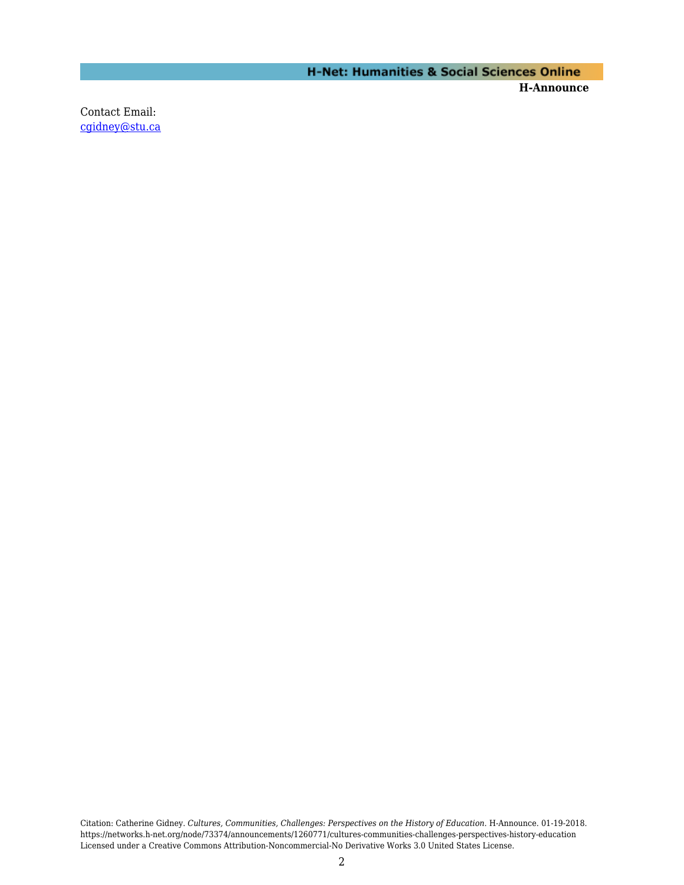Contact Email:
[cgidney@stu.ca](mailto:cgidney@stu.ca)